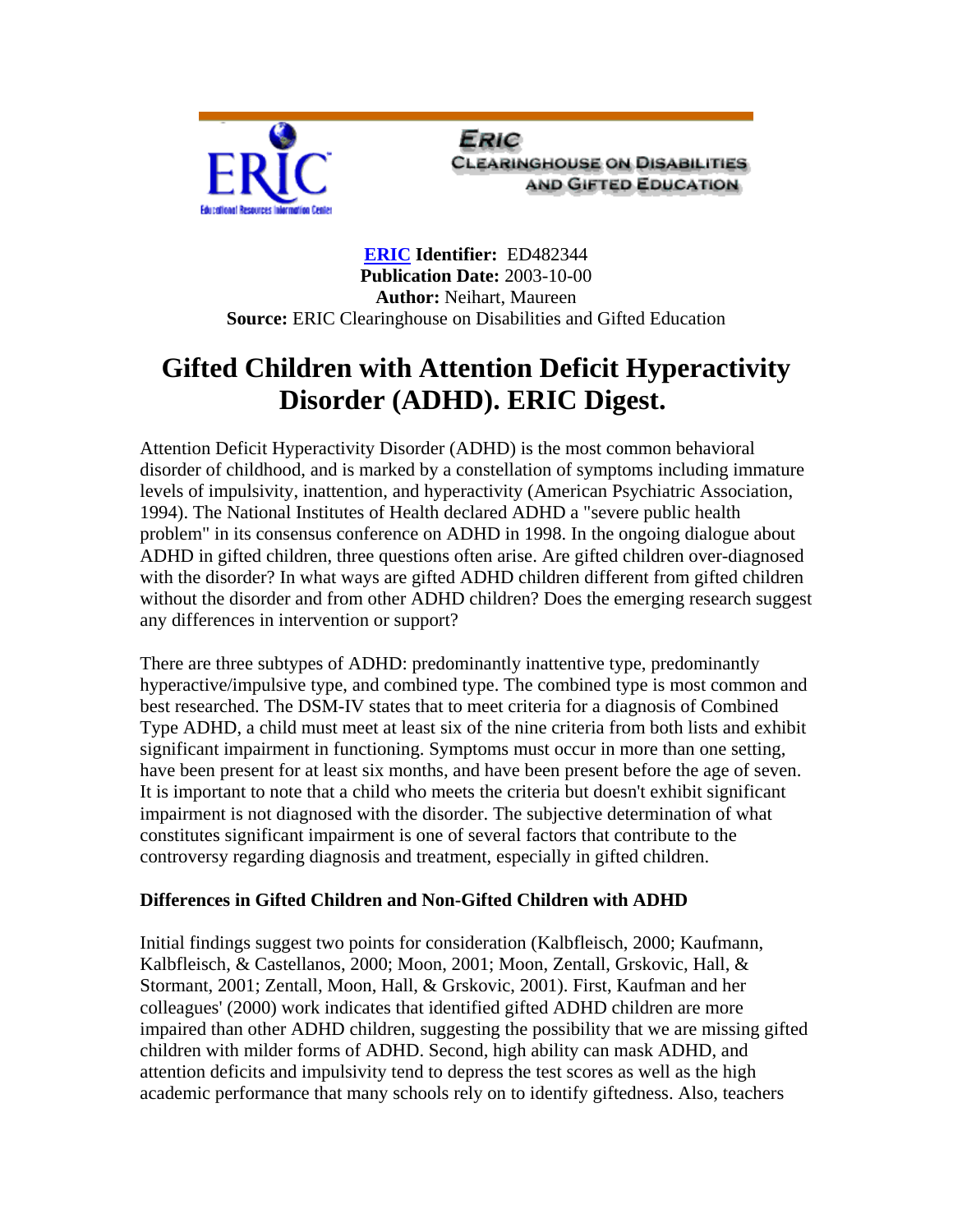**ERIC Identifier:** ED482344
**Publication Date:** 2003-10-00
**Author:** Neihart, Maureen
**Source:** ERIC Clearinghouse on Disabilities and Gifted Education

# Gifted Children with Attention Deficit Hyperactivity Disorder (ADHD). ERIC Digest.

Attention Deficit Hyperactivity Disorder (ADHD) is the most common behavioral disorder of childhood, and is marked by a constellation of symptoms including immature levels of impulsivity, inattention, and hyperactivity (American Psychiatric Association, 1994). The National Institutes of Health declared ADHD a "severe public health problem" in its consensus conference on ADHD in 1998. In the ongoing dialogue about ADHD in gifted children, three questions often arise. Are gifted children over-diagnosed with the disorder? In what ways are gifted ADHD children different from gifted children without the disorder and from other ADHD children? Does the emerging research suggest any differences in intervention or support?

There are three subtypes of ADHD: predominantly inattentive type, predominantly hyperactive/impulsive type, and combined type. The combined type is most common and best researched. The DSM-IV states that to meet criteria for a diagnosis of Combined Type ADHD, a child must meet at least six of the nine criteria from both lists and exhibit significant impairment in functioning. Symptoms must occur in more than one setting, have been present for at least six months, and have been present before the age of seven. It is important to note that a child who meets the criteria but doesn't exhibit significant impairment is not diagnosed with the disorder. The subjective determination of what constitutes significant impairment is one of several factors that contribute to the controversy regarding diagnosis and treatment, especially in gifted children.

### Differences in Gifted Children and Non-Gifted Children with ADHD

Initial findings suggest two points for consideration (Kalbfleisch, 2000; Kaufmann, Kalbfleisch, & Castellanos, 2000; Moon, 2001; Moon, Zentall, Grskovic, Hall, & Stormant, 2001; Zentall, Moon, Hall, & Grskovic, 2001). First, Kaufman and her colleagues' (2000) work indicates that identified gifted ADHD children are more impaired than other ADHD children, suggesting the possibility that we are missing gifted children with milder forms of ADHD. Second, high ability can mask ADHD, and attention deficits and impulsivity tend to depress the test scores as well as the high academic performance that many schools rely on to identify giftedness. Also, teachers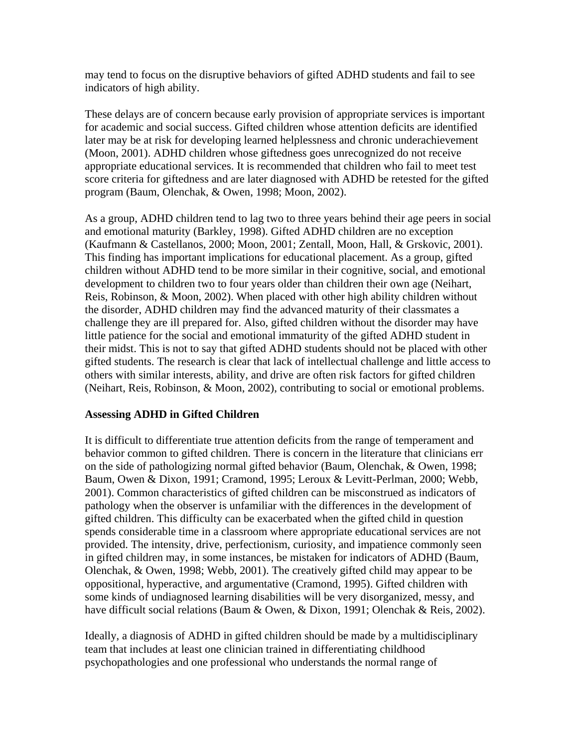may tend to focus on the disruptive behaviors of gifted ADHD students and fail to see indicators of high ability.

These delays are of concern because early provision of appropriate services is important for academic and social success. Gifted children whose attention deficits are identified later may be at risk for developing learned helplessness and chronic underachievement (Moon, 2001). ADHD children whose giftedness goes unrecognized do not receive appropriate educational services. It is recommended that children who fail to meet test score criteria for giftedness and are later diagnosed with ADHD be retested for the gifted program (Baum, Olenchak, & Owen, 1998; Moon, 2002).

As a group, ADHD children tend to lag two to three years behind their age peers in social and emotional maturity (Barkley, 1998). Gifted ADHD children are no exception (Kaufmann & Castellanos, 2000; Moon, 2001; Zentall, Moon, Hall, & Grskovic, 2001). This finding has important implications for educational placement. As a group, gifted children without ADHD tend to be more similar in their cognitive, social, and emotional development to children two to four years older than children their own age (Neihart, Reis, Robinson, & Moon, 2002). When placed with other high ability children without the disorder, ADHD children may find the advanced maturity of their classmates a challenge they are ill prepared for. Also, gifted children without the disorder may have little patience for the social and emotional immaturity of the gifted ADHD student in their midst. This is not to say that gifted ADHD students should not be placed with other gifted students. The research is clear that lack of intellectual challenge and little access to others with similar interests, ability, and drive are often risk factors for gifted children (Neihart, Reis, Robinson, & Moon, 2002), contributing to social or emotional problems.

**Assessing ADHD in Gifted Children**

It is difficult to differentiate true attention deficits from the range of temperament and behavior common to gifted children. There is concern in the literature that clinicians err on the side of pathologizing normal gifted behavior (Baum, Olenchak, & Owen, 1998; Baum, Owen & Dixon, 1991; Cramond, 1995; Leroux & Levitt-Perlman, 2000; Webb, 2001). Common characteristics of gifted children can be misconstrued as indicators of pathology when the observer is unfamiliar with the differences in the development of gifted children. This difficulty can be exacerbated when the gifted child in question spends considerable time in a classroom where appropriate educational services are not provided. The intensity, drive, perfectionism, curiosity, and impatience commonly seen in gifted children may, in some instances, be mistaken for indicators of ADHD (Baum, Olenchak, & Owen, 1998; Webb, 2001). The creatively gifted child may appear to be oppositional, hyperactive, and argumentative (Cramond, 1995). Gifted children with some kinds of undiagnosed learning disabilities will be very disorganized, messy, and have difficult social relations (Baum & Owen, & Dixon, 1991; Olenchak & Reis, 2002).

Ideally, a diagnosis of ADHD in gifted children should be made by a multidisciplinary team that includes at least one clinician trained in differentiating childhood psychopathologies and one professional who understands the normal range of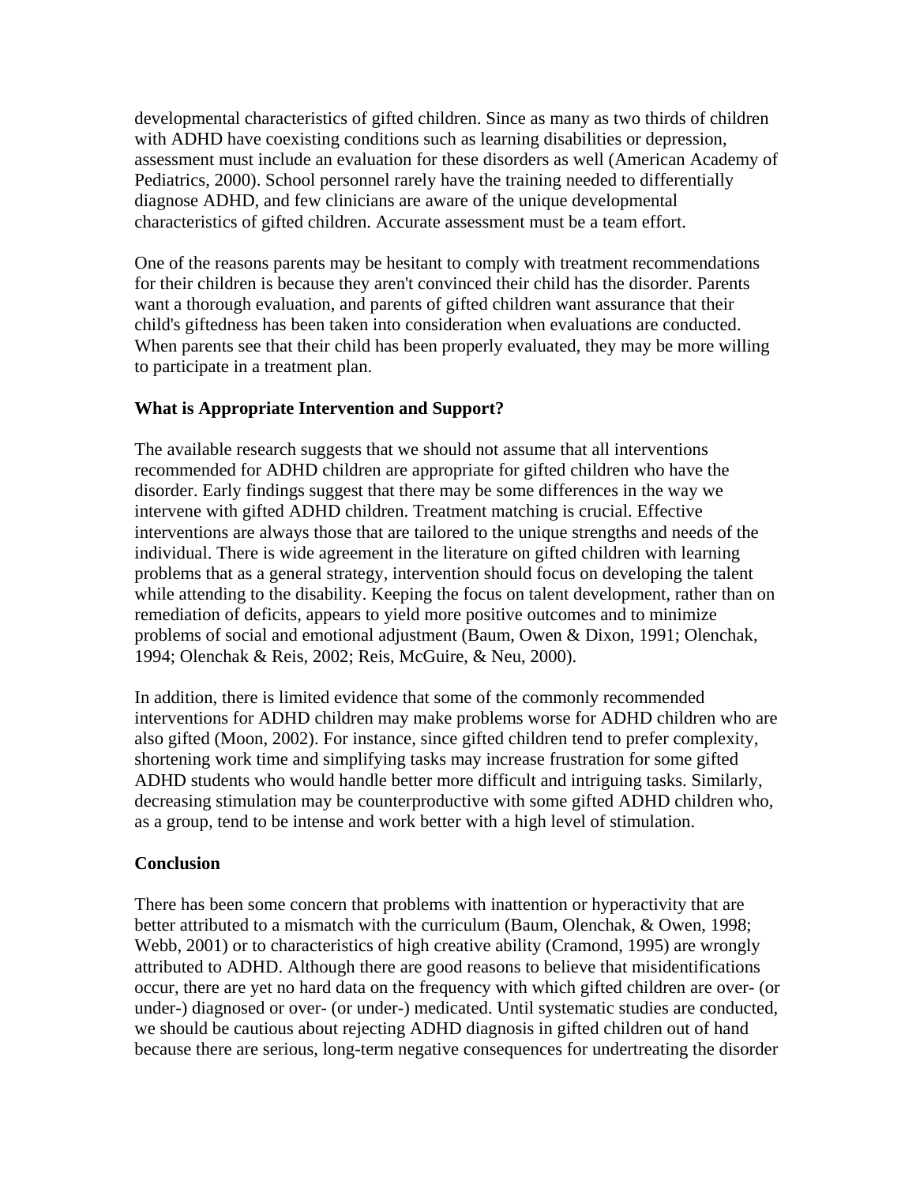developmental characteristics of gifted children. Since as many as two thirds of children with ADHD have coexisting conditions such as learning disabilities or depression, assessment must include an evaluation for these disorders as well (American Academy of Pediatrics, 2000). School personnel rarely have the training needed to differentially diagnose ADHD, and few clinicians are aware of the unique developmental characteristics of gifted children. Accurate assessment must be a team effort.

One of the reasons parents may be hesitant to comply with treatment recommendations for their children is because they aren't convinced their child has the disorder. Parents want a thorough evaluation, and parents of gifted children want assurance that their child's giftedness has been taken into consideration when evaluations are conducted. When parents see that their child has been properly evaluated, they may be more willing to participate in a treatment plan.

**What is Appropriate Intervention and Support?**

The available research suggests that we should not assume that all interventions recommended for ADHD children are appropriate for gifted children who have the disorder. Early findings suggest that there may be some differences in the way we intervene with gifted ADHD children. Treatment matching is crucial. Effective interventions are always those that are tailored to the unique strengths and needs of the individual. There is wide agreement in the literature on gifted children with learning problems that as a general strategy, intervention should focus on developing the talent while attending to the disability. Keeping the focus on talent development, rather than on remediation of deficits, appears to yield more positive outcomes and to minimize problems of social and emotional adjustment (Baum, Owen & Dixon, 1991; Olenchak, 1994; Olenchak & Reis, 2002; Reis, McGuire, & Neu, 2000).

In addition, there is limited evidence that some of the commonly recommended interventions for ADHD children may make problems worse for ADHD children who are also gifted (Moon, 2002). For instance, since gifted children tend to prefer complexity, shortening work time and simplifying tasks may increase frustration for some gifted ADHD students who would handle better more difficult and intriguing tasks. Similarly, decreasing stimulation may be counterproductive with some gifted ADHD children who, as a group, tend to be intense and work better with a high level of stimulation.

**Conclusion**

There has been some concern that problems with inattention or hyperactivity that are better attributed to a mismatch with the curriculum (Baum, Olenchak, & Owen, 1998; Webb, 2001) or to characteristics of high creative ability (Cramond, 1995) are wrongly attributed to ADHD. Although there are good reasons to believe that misidentifications occur, there are yet no hard data on the frequency with which gifted children are over- (or under-) diagnosed or over- (or under-) medicated. Until systematic studies are conducted, we should be cautious about rejecting ADHD diagnosis in gifted children out of hand because there are serious, long-term negative consequences for undertreating the disorder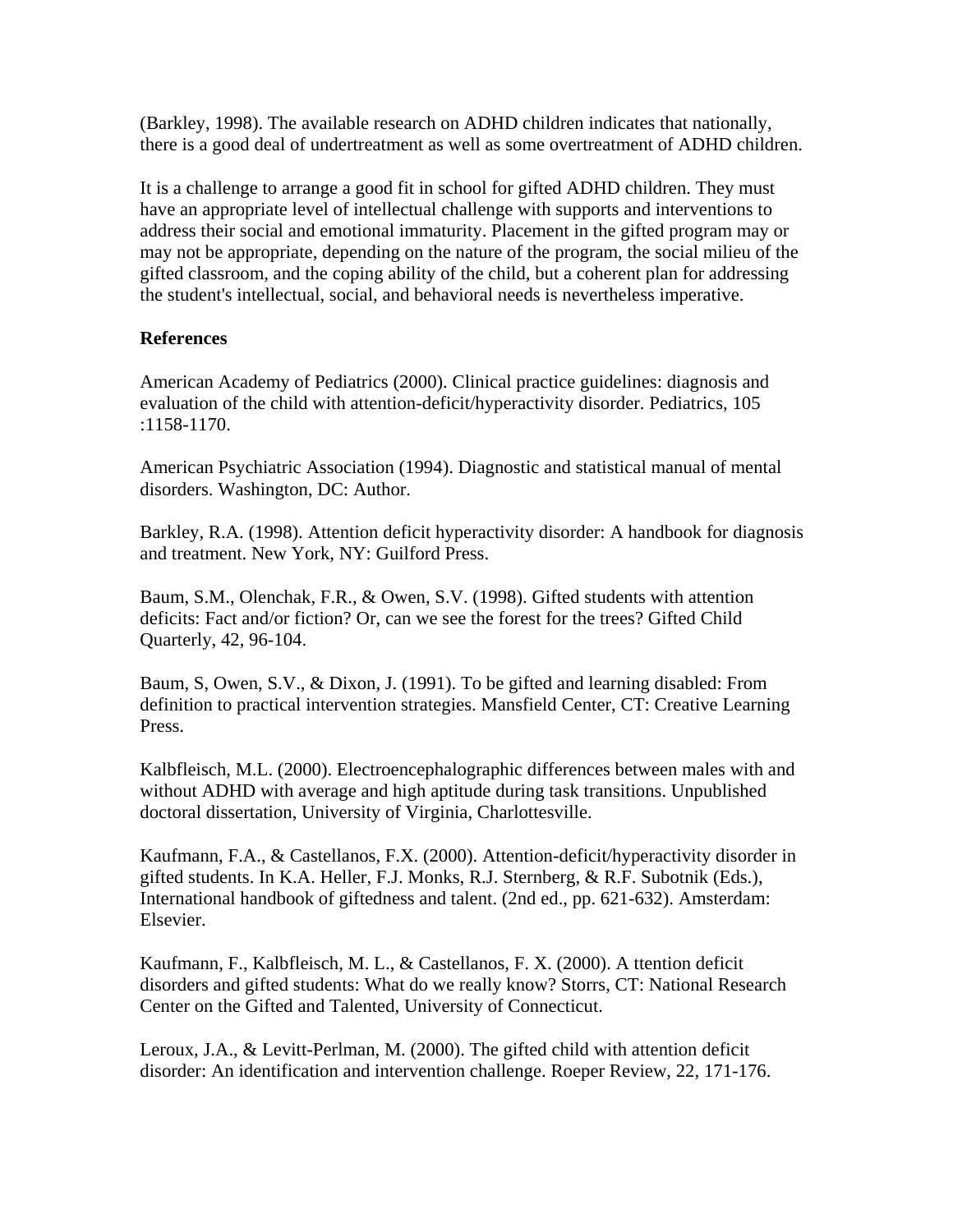(Barkley, 1998). The available research on ADHD children indicates that nationally, there is a good deal of undertreatment as well as some overtreatment of ADHD children.

It is a challenge to arrange a good fit in school for gifted ADHD children. They must have an appropriate level of intellectual challenge with supports and interventions to address their social and emotional immaturity. Placement in the gifted program may or may not be appropriate, depending on the nature of the program, the social milieu of the gifted classroom, and the coping ability of the child, but a coherent plan for addressing the student's intellectual, social, and behavioral needs is nevertheless imperative.

**References**

American Academy of Pediatrics (2000). Clinical practice guidelines: diagnosis and evaluation of the child with attention-deficit/hyperactivity disorder. Pediatrics, 105 :1158-1170.

American Psychiatric Association (1994). Diagnostic and statistical manual of mental disorders. Washington, DC: Author.

Barkley, R.A. (1998). Attention deficit hyperactivity disorder: A handbook for diagnosis and treatment. New York, NY: Guilford Press.

Baum, S.M., Olenchak, F.R., & Owen, S.V. (1998). Gifted students with attention deficits: Fact and/or fiction? Or, can we see the forest for the trees? Gifted Child Quarterly, 42, 96-104.

Baum, S, Owen, S.V., & Dixon, J. (1991). To be gifted and learning disabled: From definition to practical intervention strategies. Mansfield Center, CT: Creative Learning Press.

Kalbfleisch, M.L. (2000). Electroencephalographic differences between males with and without ADHD with average and high aptitude during task transitions. Unpublished doctoral dissertation, University of Virginia, Charlottesville.

Kaufmann, F.A., & Castellanos, F.X. (2000). Attention-deficit/hyperactivity disorder in gifted students. In K.A. Heller, F.J. Monks, R.J. Sternberg, & R.F. Subotnik (Eds.), International handbook of giftedness and talent. (2nd ed., pp. 621-632). Amsterdam: Elsevier.

Kaufmann, F., Kalbfleisch, M. L., & Castellanos, F. X. (2000). A ttention deficit disorders and gifted students: What do we really know? Storrs, CT: National Research Center on the Gifted and Talented, University of Connecticut.

Leroux, J.A., & Levitt-Perlman, M. (2000). The gifted child with attention deficit disorder: An identification and intervention challenge. Roeper Review, 22, 171-176.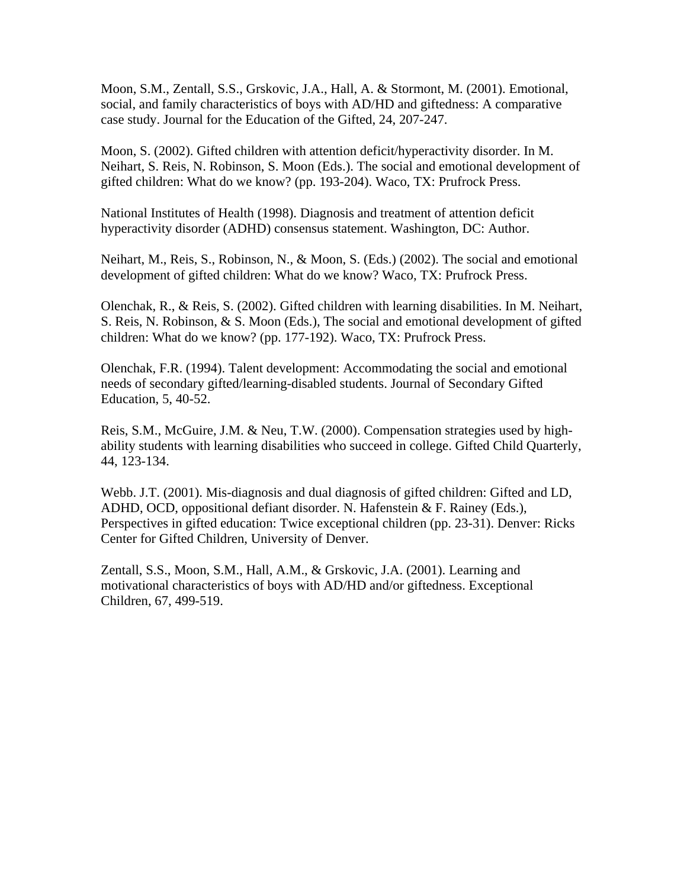Moon, S.M., Zentall, S.S., Grskovic, J.A., Hall, A. & Stormont, M. (2001). Emotional, social, and family characteristics of boys with AD/HD and giftedness: A comparative case study. Journal for the Education of the Gifted, 24, 207-247.

Moon, S. (2002). Gifted children with attention deficit/hyperactivity disorder. In M. Neihart, S. Reis, N. Robinson, S. Moon (Eds.). The social and emotional development of gifted children: What do we know? (pp. 193-204). Waco, TX: Prufrock Press.

National Institutes of Health (1998). Diagnosis and treatment of attention deficit hyperactivity disorder (ADHD) consensus statement. Washington, DC: Author.

Neihart, M., Reis, S., Robinson, N., & Moon, S. (Eds.) (2002). The social and emotional development of gifted children: What do we know? Waco, TX: Prufrock Press.

Olenchak, R., & Reis, S. (2002). Gifted children with learning disabilities. In M. Neihart, S. Reis, N. Robinson, & S. Moon (Eds.), The social and emotional development of gifted children: What do we know? (pp. 177-192). Waco, TX: Prufrock Press.

Olenchak, F.R. (1994). Talent development: Accommodating the social and emotional needs of secondary gifted/learning-disabled students. Journal of Secondary Gifted Education, 5, 40-52.

Reis, S.M., McGuire, J.M. & Neu, T.W. (2000). Compensation strategies used by high-ability students with learning disabilities who succeed in college. Gifted Child Quarterly, 44, 123-134.

Webb. J.T. (2001). Mis-diagnosis and dual diagnosis of gifted children: Gifted and LD, ADHD, OCD, oppositional defiant disorder. N. Hafenstein & F. Rainey (Eds.), Perspectives in gifted education: Twice exceptional children (pp. 23-31). Denver: Ricks Center for Gifted Children, University of Denver.

Zentall, S.S., Moon, S.M., Hall, A.M., & Grskovic, J.A. (2001). Learning and motivational characteristics of boys with AD/HD and/or giftedness. Exceptional Children, 67, 499-519.